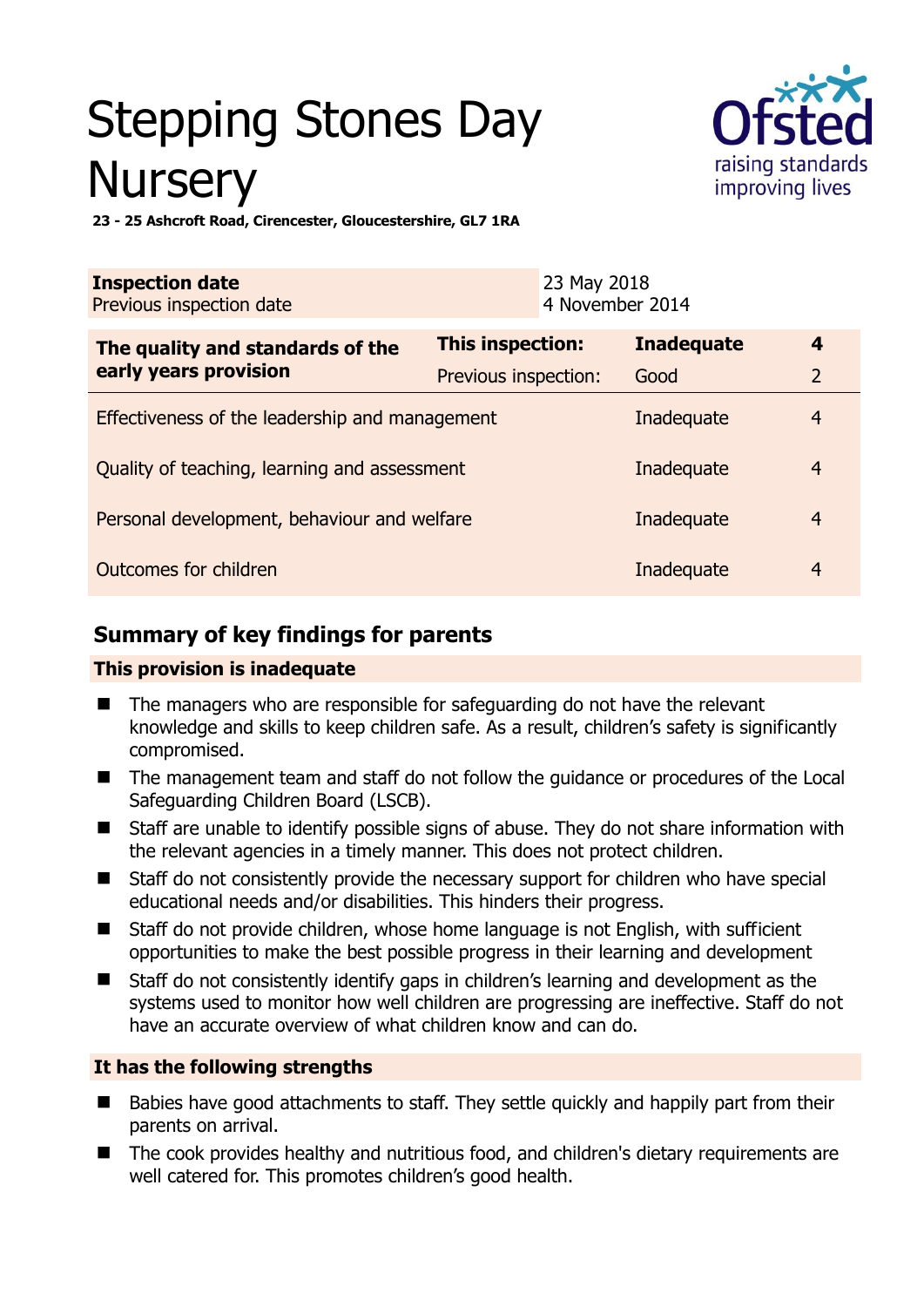# Stepping Stones Day Nursery

**23 - 25 Ashcroft Road, Cirencester, Gloucestershire, GL7 1RA**

| **Inspection date** | 23 May 2018 |
|---|---|
| Previous inspection date | 4 November 2014 |

| **The quality and standards of the early years provision** | **This inspection:** | **Inadequate** | **4** |
|---|---|---|---|
| | Previous inspection: | Good | 2 |
| Effectiveness of the leadership and management | | Inadequate | 4 |
| Quality of teaching, learning and assessment | | Inadequate | 4 |
| Personal development, behaviour and welfare | | Inadequate | 4 |
| Outcomes for children | | Inadequate | 4 |

## Summary of key findings for parents

**This provision is inadequate**

- The managers who are responsible for safeguarding do not have the relevant knowledge and skills to keep children safe. As a result, children's safety is significantly compromised.
- The management team and staff do not follow the guidance or procedures of the Local Safeguarding Children Board (LSCB).
- Staff are unable to identify possible signs of abuse. They do not share information with the relevant agencies in a timely manner. This does not protect children.
- Staff do not consistently provide the necessary support for children who have special educational needs and/or disabilities. This hinders their progress.
- Staff do not provide children, whose home language is not English, with sufficient opportunities to make the best possible progress in their learning and development
- Staff do not consistently identify gaps in children's learning and development as the systems used to monitor how well children are progressing are ineffective. Staff do not have an accurate overview of what children know and can do.

**It has the following strengths**

- Babies have good attachments to staff. They settle quickly and happily part from their parents on arrival.
- The cook provides healthy and nutritious food, and children's dietary requirements are well catered for. This promotes children's good health.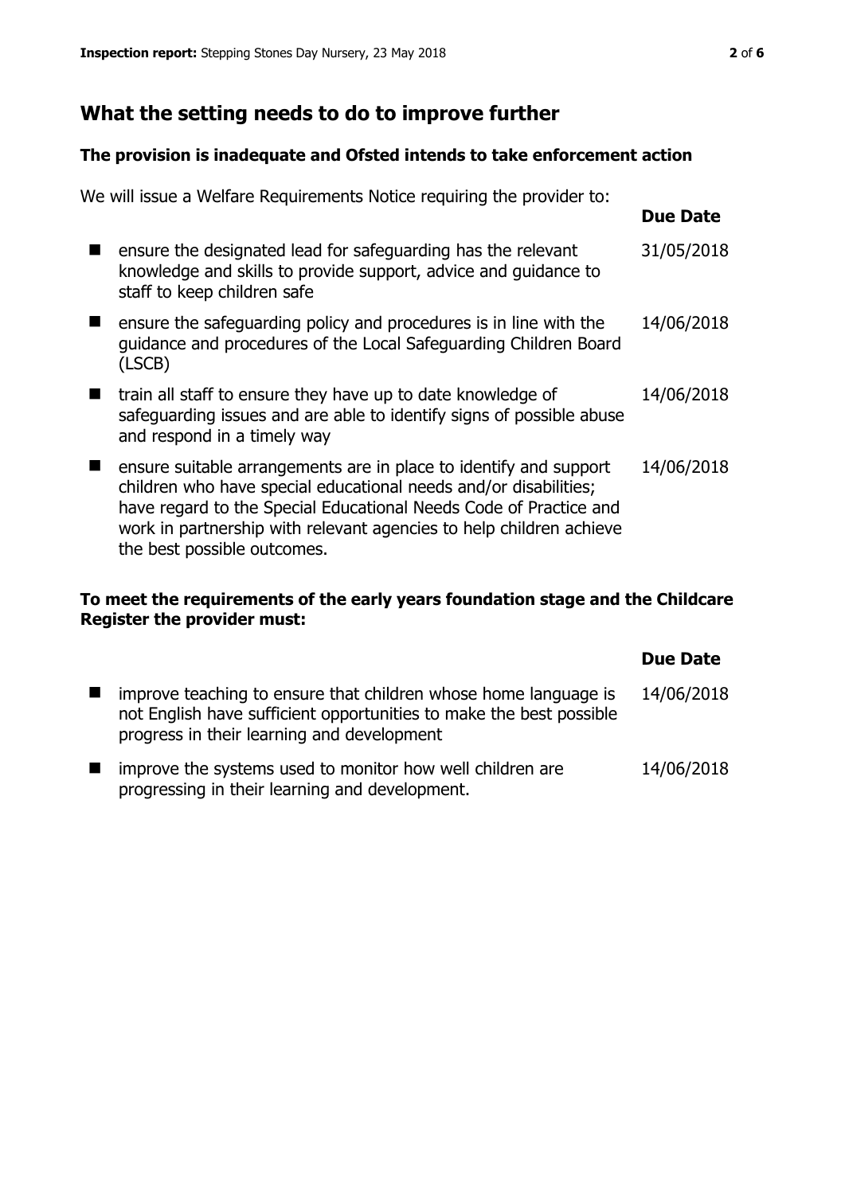## What the setting needs to do to improve further

### The provision is inadequate and Ofsted intends to take enforcement action

We will issue a Welfare Requirements Notice requiring the provider to:

| | Due Date |
| --- | --- |
| ensure the designated lead for safeguarding has the relevant knowledge and skills to provide support, advice and guidance to staff to keep children safe | 31/05/2018 |
| ensure the safeguarding policy and procedures is in line with the guidance and procedures of the Local Safeguarding Children Board (LSCB) | 14/06/2018 |
| train all staff to ensure they have up to date knowledge of safeguarding issues and are able to identify signs of possible abuse and respond in a timely way | 14/06/2018 |
| ensure suitable arrangements are in place to identify and support children who have special educational needs and/or disabilities; have regard to the Special Educational Needs Code of Practice and work in partnership with relevant agencies to help children achieve the best possible outcomes. | 14/06/2018 |

### To meet the requirements of the early years foundation stage and the Childcare Register the provider must:

| | Due Date |
| --- | --- |
| improve teaching to ensure that children whose home language is not English have sufficient opportunities to make the best possible progress in their learning and development | 14/06/2018 |
| improve the systems used to monitor how well children are progressing in their learning and development. | 14/06/2018 |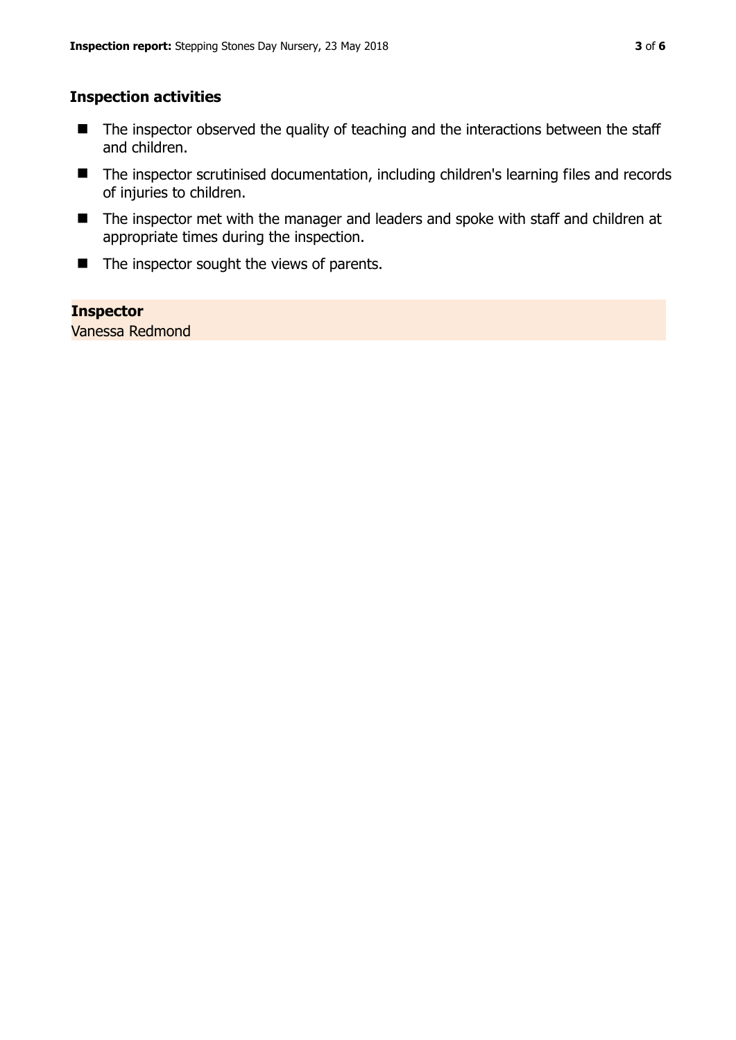## Inspection activities

- The inspector observed the quality of teaching and the interactions between the staff and children.
- The inspector scrutinised documentation, including children's learning files and records of injuries to children.
- The inspector met with the manager and leaders and spoke with staff and children at appropriate times during the inspection.
- The inspector sought the views of parents.

**Inspector**
Vanessa Redmond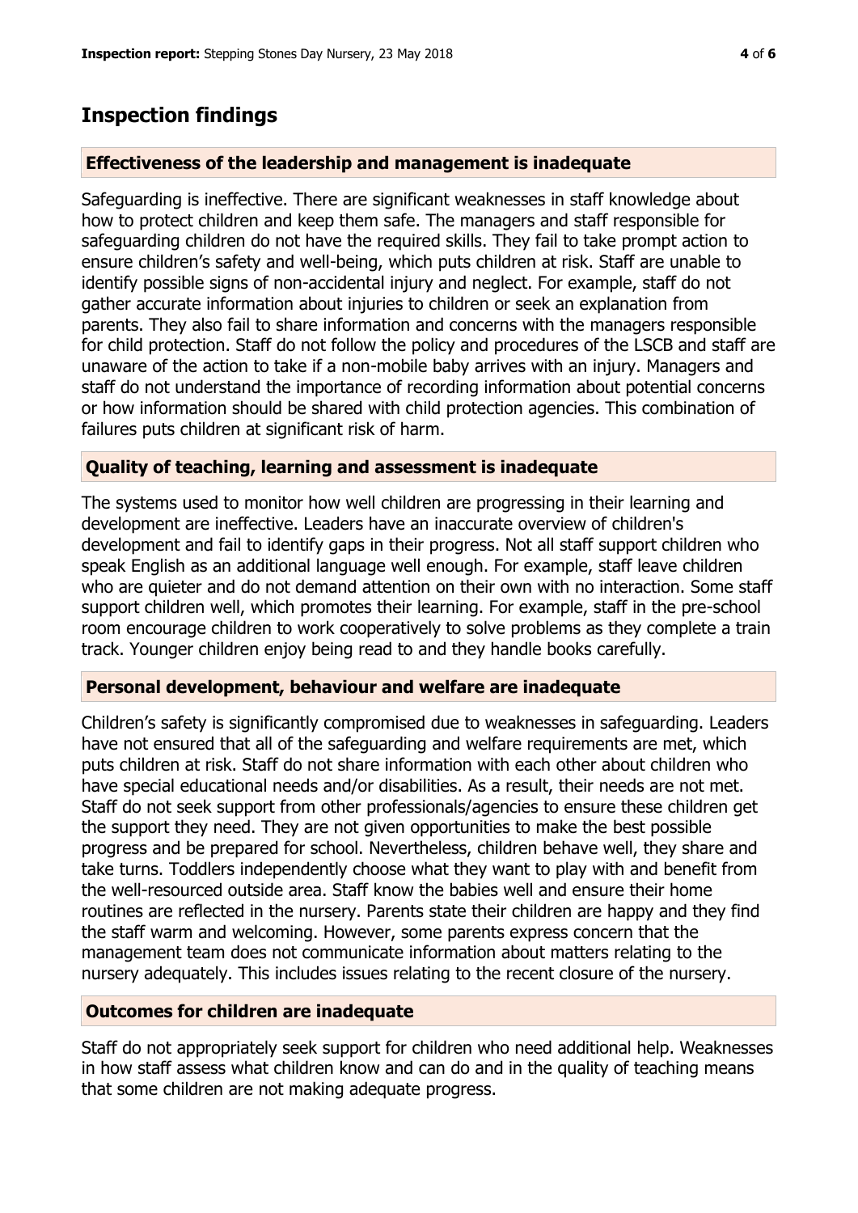## Inspection findings

### Effectiveness of the leadership and management is inadequate

Safeguarding is ineffective. There are significant weaknesses in staff knowledge about how to protect children and keep them safe. The managers and staff responsible for safeguarding children do not have the required skills. They fail to take prompt action to ensure children's safety and well-being, which puts children at risk. Staff are unable to identify possible signs of non-accidental injury and neglect. For example, staff do not gather accurate information about injuries to children or seek an explanation from parents. They also fail to share information and concerns with the managers responsible for child protection. Staff do not follow the policy and procedures of the LSCB and staff are unaware of the action to take if a non-mobile baby arrives with an injury. Managers and staff do not understand the importance of recording information about potential concerns or how information should be shared with child protection agencies. This combination of failures puts children at significant risk of harm.

### Quality of teaching, learning and assessment is inadequate

The systems used to monitor how well children are progressing in their learning and development are ineffective. Leaders have an inaccurate overview of children's development and fail to identify gaps in their progress. Not all staff support children who speak English as an additional language well enough. For example, staff leave children who are quieter and do not demand attention on their own with no interaction. Some staff support children well, which promotes their learning. For example, staff in the pre-school room encourage children to work cooperatively to solve problems as they complete a train track. Younger children enjoy being read to and they handle books carefully.

### Personal development, behaviour and welfare are inadequate

Children's safety is significantly compromised due to weaknesses in safeguarding. Leaders have not ensured that all of the safeguarding and welfare requirements are met, which puts children at risk. Staff do not share information with each other about children who have special educational needs and/or disabilities. As a result, their needs are not met. Staff do not seek support from other professionals/agencies to ensure these children get the support they need. They are not given opportunities to make the best possible progress and be prepared for school. Nevertheless, children behave well, they share and take turns. Toddlers independently choose what they want to play with and benefit from the well-resourced outside area. Staff know the babies well and ensure their home routines are reflected in the nursery. Parents state their children are happy and they find the staff warm and welcoming. However, some parents express concern that the management team does not communicate information about matters relating to the nursery adequately. This includes issues relating to the recent closure of the nursery.

### Outcomes for children are inadequate

Staff do not appropriately seek support for children who need additional help. Weaknesses in how staff assess what children know and can do and in the quality of teaching means that some children are not making adequate progress.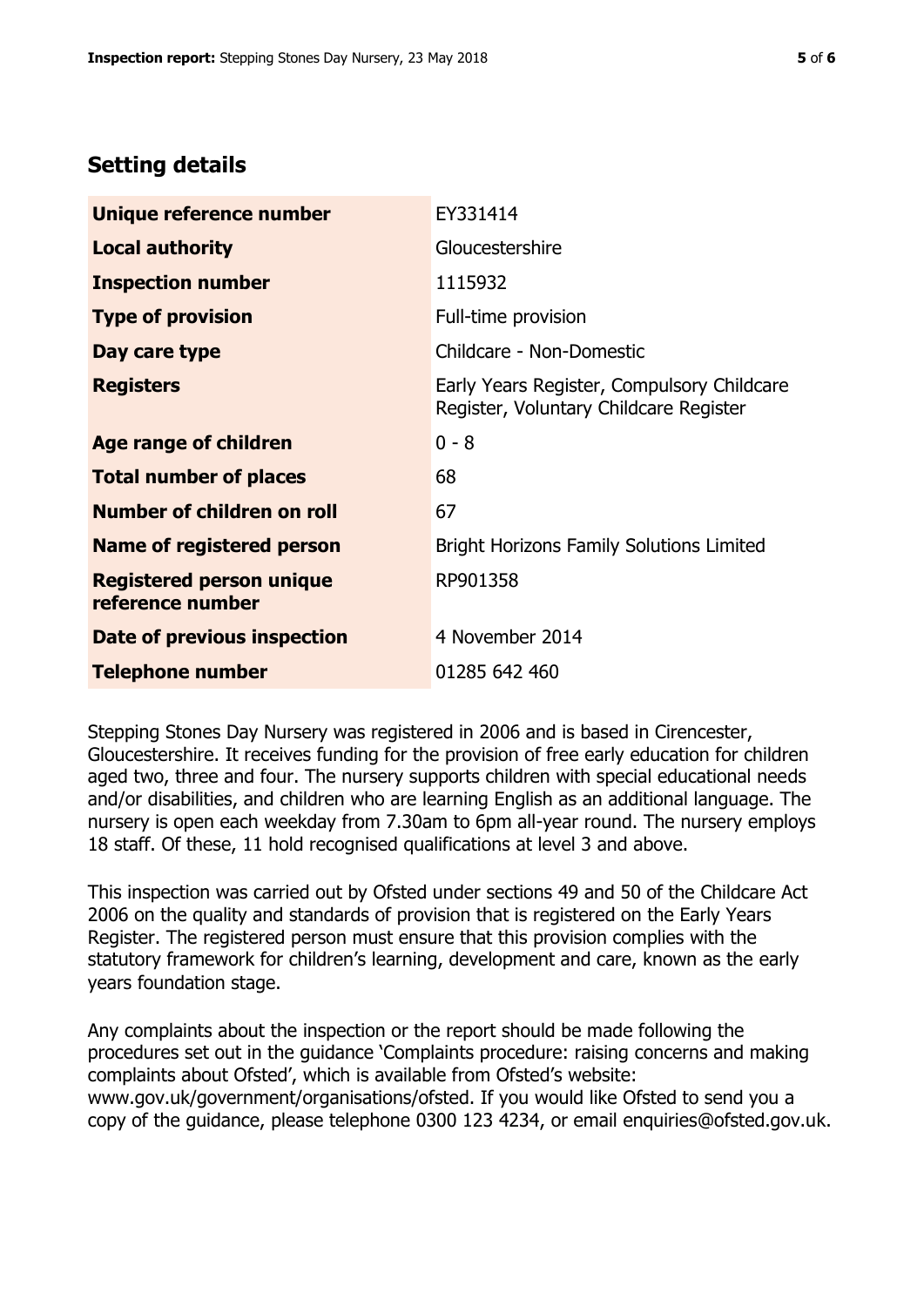## Setting details

| | |
|---|---|
| **Unique reference number** | EY331414 |
| **Local authority** | Gloucestershire |
| **Inspection number** | 1115932 |
| **Type of provision** | Full-time provision |
| **Day care type** | Childcare - Non-Domestic |
| **Registers** | Early Years Register, Compulsory Childcare Register, Voluntary Childcare Register |
| **Age range of children** | 0 - 8 |
| **Total number of places** | 68 |
| **Number of children on roll** | 67 |
| **Name of registered person** | Bright Horizons Family Solutions Limited |
| **Registered person unique reference number** | RP901358 |
| **Date of previous inspection** | 4 November 2014 |
| **Telephone number** | 01285 642 460 |

Stepping Stones Day Nursery was registered in 2006 and is based in Cirencester, Gloucestershire. It receives funding for the provision of free early education for children aged two, three and four. The nursery supports children with special educational needs and/or disabilities, and children who are learning English as an additional language. The nursery is open each weekday from 7.30am to 6pm all-year round. The nursery employs 18 staff. Of these, 11 hold recognised qualifications at level 3 and above.

This inspection was carried out by Ofsted under sections 49 and 50 of the Childcare Act 2006 on the quality and standards of provision that is registered on the Early Years Register. The registered person must ensure that this provision complies with the statutory framework for children's learning, development and care, known as the early years foundation stage.

Any complaints about the inspection or the report should be made following the procedures set out in the guidance 'Complaints procedure: raising concerns and making complaints about Ofsted', which is available from Ofsted's website: www.gov.uk/government/organisations/ofsted. If you would like Ofsted to send you a copy of the guidance, please telephone 0300 123 4234, or email enquiries@ofsted.gov.uk.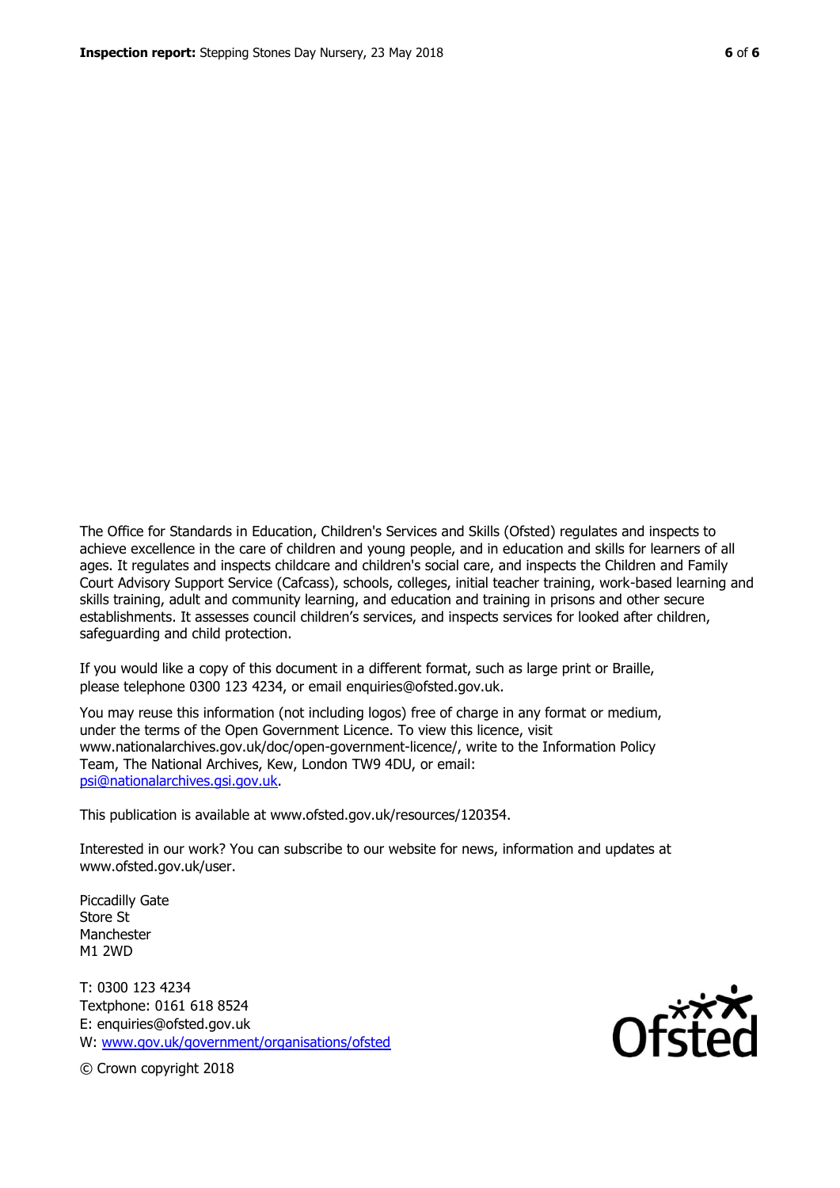The Office for Standards in Education, Children's Services and Skills (Ofsted) regulates and inspects to achieve excellence in the care of children and young people, and in education and skills for learners of all ages. It regulates and inspects childcare and children's social care, and inspects the Children and Family Court Advisory Support Service (Cafcass), schools, colleges, initial teacher training, work-based learning and skills training, adult and community learning, and education and training in prisons and other secure establishments. It assesses council children's services, and inspects services for looked after children, safeguarding and child protection.

If you would like a copy of this document in a different format, such as large print or Braille, please telephone 0300 123 4234, or email enquiries@ofsted.gov.uk.

You may reuse this information (not including logos) free of charge in any format or medium, under the terms of the Open Government Licence. To view this licence, visit www.nationalarchives.gov.uk/doc/open-government-licence/, write to the Information Policy Team, The National Archives, Kew, London TW9 4DU, or email: psi@nationalarchives.gsi.gov.uk.

This publication is available at www.ofsted.gov.uk/resources/120354.

Interested in our work? You can subscribe to our website for news, information and updates at www.ofsted.gov.uk/user.

Piccadilly Gate
Store St
Manchester
M1 2WD

T: 0300 123 4234
Textphone: 0161 618 8524
E: enquiries@ofsted.gov.uk
W: www.gov.uk/government/organisations/ofsted

© Crown copyright 2018